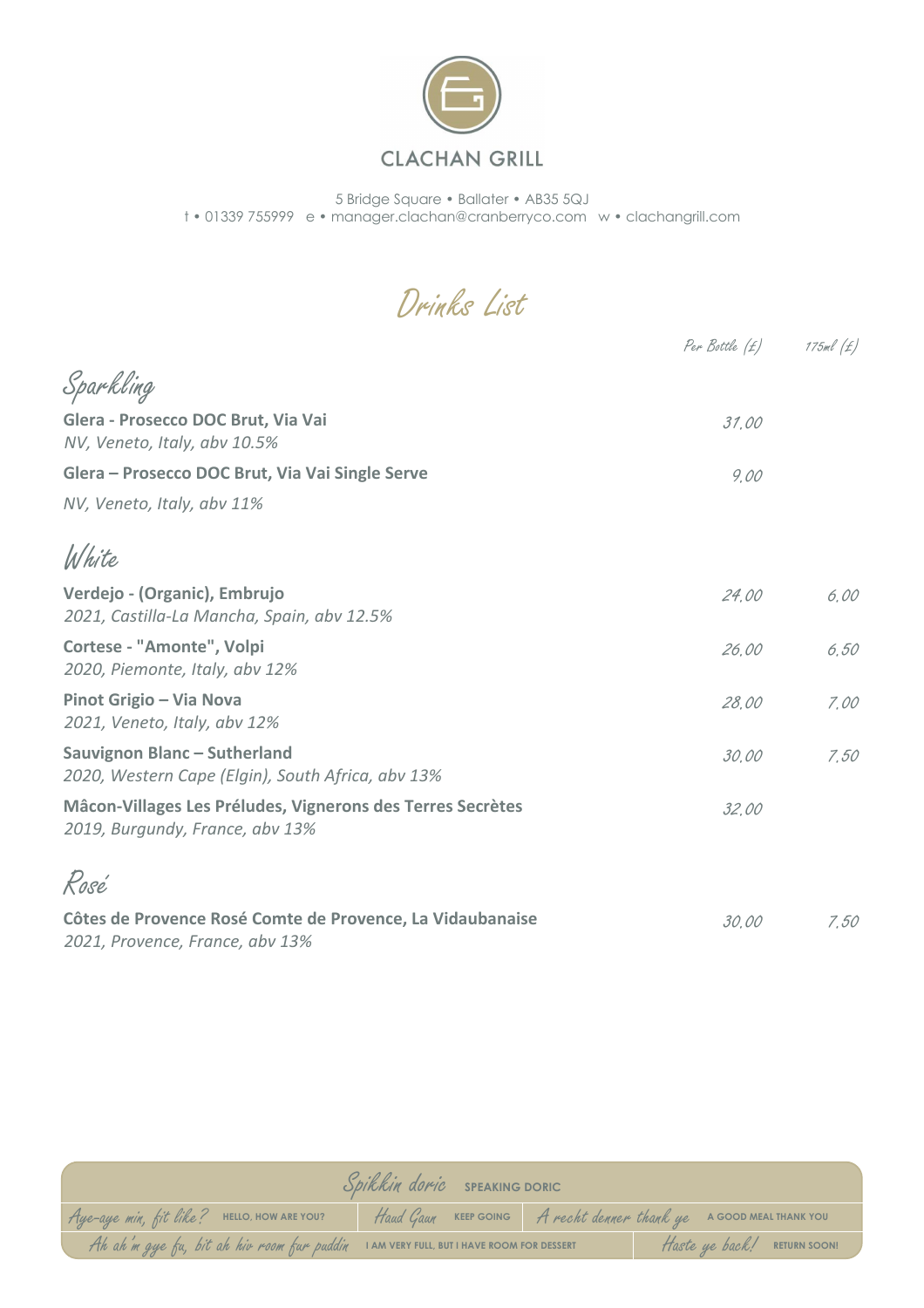# CLACHAN GRILL

5 Bridge Square • Ballater • AB35 5QJ
t • 01339 755999 e • manager.clachan@cranberryco.com w • clachangrill.com

## Drinks List

| | Per Bottle (£) | 175ml (£) |
|---|---|---|
| **Sparkling** | | |
| **Glera - Prosecco DOC Brut, Via Vai**<br>*NV, Veneto, Italy, abv 10.5%* | 31.00 | |
| **Glera – Prosecco DOC Brut, Via Vai Single Serve**<br>*NV, Veneto, Italy, abv 11%* | 9.00 | |
| **White** | | |
| **Verdejo - (Organic), Embrujo**<br>*2021, Castilla-La Mancha, Spain, abv 12.5%* | 24.00 | 6.00 |
| **Cortese - "Amonte", Volpi**<br>*2020, Piemonte, Italy, abv 12%* | 26.00 | 6.50 |
| **Pinot Grigio – Via Nova**<br>*2021, Veneto, Italy, abv 12%* | 28.00 | 7.00 |
| **Sauvignon Blanc – Sutherland**<br>*2020, Western Cape (Elgin), South Africa, abv 13%* | 30.00 | 7.50 |
| **Mâcon-Villages Les Préludes, Vignerons des Terres Secrètes**<br>*2019, Burgundy, France, abv 13%* | 32.00 | |
| **Rosé** | | |
| **Côtes de Provence Rosé Comte de Provence, La Vidaubanaise**<br>*2021, Provence, France, abv 13%* | 30.00 | 7.50 |

*Spikkin doric* SPEAKING DORIC

*Aye-aye min, fit like?* HELLO, HOW ARE YOU? | *Haud Gaun* KEEP GOING | *A recht denner thank ye* A GOOD MEAL THANK YOU

*Ah ah'm aye fu, bit ah hiv room fur puddin* I AM VERY FULL, BUT I HAVE ROOM FOR DESSERT | *Haste ye back!* RETURN SOON!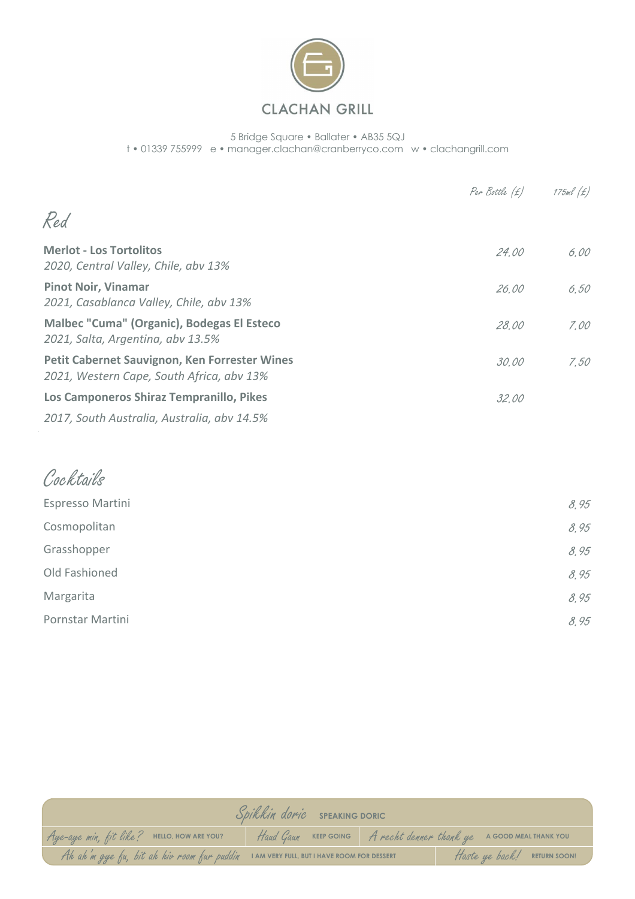# CLACHAN GRILL

5 Bridge Square • Ballater • AB35 5QJ
t • 01339 755999 e • manager.clachan@cranberryco.com w • clachangrill.com

## Red

| | Per Bottle (£) | 175ml (£) |
|---|---|---|
| **Merlot - Los Tortolitos**<br>*2020, Central Valley, Chile, abv 13%* | 24.00 | 6.00 |
| **Pinot Noir, Vinamar**<br>*2021, Casablanca Valley, Chile, abv 13%* | 26.00 | 6.50 |
| **Malbec "Cuma" (Organic), Bodegas El Esteco**<br>*2021, Salta, Argentina, abv 13.5%* | 28.00 | 7.00 |
| **Petit Cabernet Sauvignon, Ken Forrester Wines**<br>*2021, Western Cape, South Africa, abv 13%* | 30.00 | 7.50 |
| **Los Camponeros Shiraz Tempranillo, Pikes**<br>*2017, South Australia, Australia, abv 14.5%* | 32.00 | |

## Cocktails

| | |
|---|---|
| Espresso Martini | 8.95 |
| Cosmopolitan | 8.95 |
| Grasshopper | 8.95 |
| Old Fashioned | 8.95 |
| Margarita | 8.95 |
| Pornstar Martini | 8.95 |

**Spikkin doric** SPEAKING DORIC

- *Aye-aye min, fit like?* HELLO, HOW ARE YOU?
- *Haud Gaun* KEEP GOING
- *A recht denner thank ye* A GOOD MEAL THANK YOU
- *Ah ah'm gye fu, bit ah hiv room fur puddin* I AM VERY FULL, BUT I HAVE ROOM FOR DESSERT
- *Haste ye back!* RETURN SOON!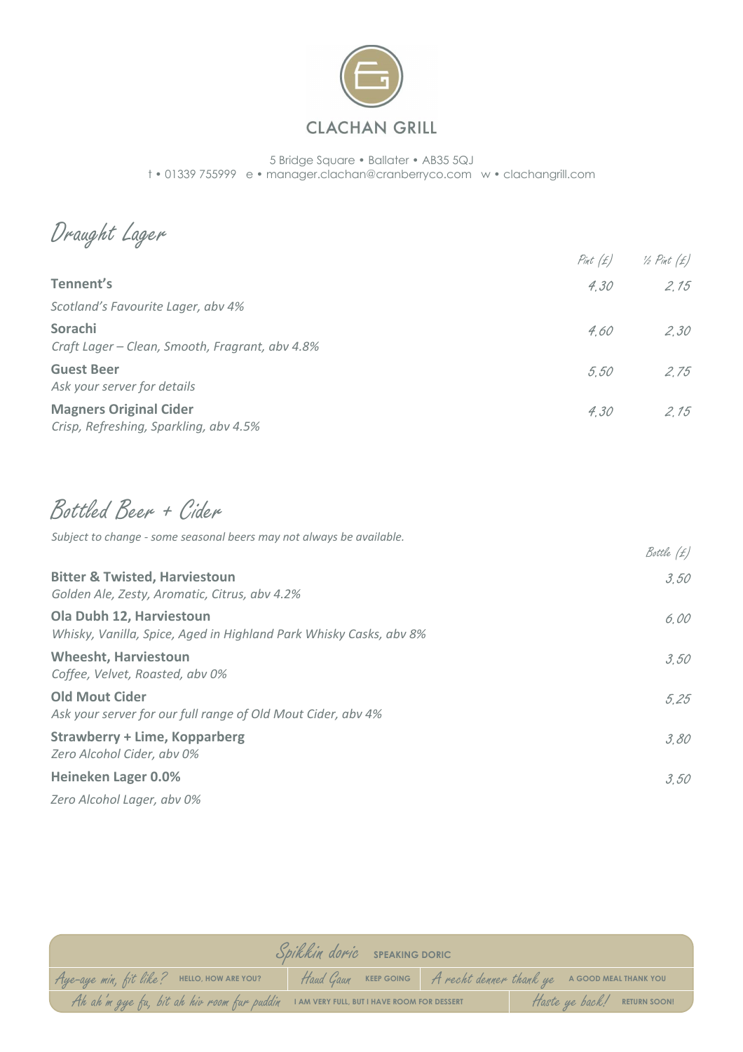# CLACHAN GRILL

5 Bridge Square • Ballater • AB35 5QJ
t • 01339 755999 e • manager.clachan@cranberryco.com w • clachangrill.com

## Draught Lager

| | Pint (£) | ½ Pint (£) |
|---|---|---|
| **Tennent's**<br>*Scotland's Favourite Lager, abv 4%* | 4.30 | 2.15 |
| **Sorachi**<br>*Craft Lager – Clean, Smooth, Fragrant, abv 4.8%* | 4.60 | 2.30 |
| **Guest Beer**<br>*Ask your server for details* | 5.50 | 2.75 |
| **Magners Original Cider**<br>*Crisp, Refreshing, Sparkling, abv 4.5%* | 4.30 | 2.15 |

## Bottled Beer + Cider

*Subject to change - some seasonal beers may not always be available.*

| | Bottle (£) |
|---|---|
| **Bitter & Twisted, Harviestoun**<br>*Golden Ale, Zesty, Aromatic, Citrus, abv 4.2%* | 3.50 |
| **Ola Dubh 12, Harviestoun**<br>*Whisky, Vanilla, Spice, Aged in Highland Park Whisky Casks, abv 8%* | 6.00 |
| **Wheesht, Harviestoun**<br>*Coffee, Velvet, Roasted, abv 0%* | 3.50 |
| **Old Mout Cider**<br>*Ask your server for our full range of Old Mout Cider, abv 4%* | 5.25 |
| **Strawberry + Lime, Kopparberg**<br>*Zero Alcohol Cider, abv 0%* | 3.80 |
| **Heineken Lager 0.0%**<br>*Zero Alcohol Lager, abv 0%* | 3.50 |

### Spikkin doric — SPEAKING DORIC

| Doric | English |
|---|---|
| Aye-aye min, fit like? | HELLO, HOW ARE YOU? |
| Haud Gaun | KEEP GOING |
| A recht denner thank ye | A GOOD MEAL THANK YOU |
| Ah ah'm gye fu, bit ah hiv room fur puddin | I AM VERY FULL, BUT I HAVE ROOM FOR DESSERT |
| Haste ye back! | RETURN SOON! |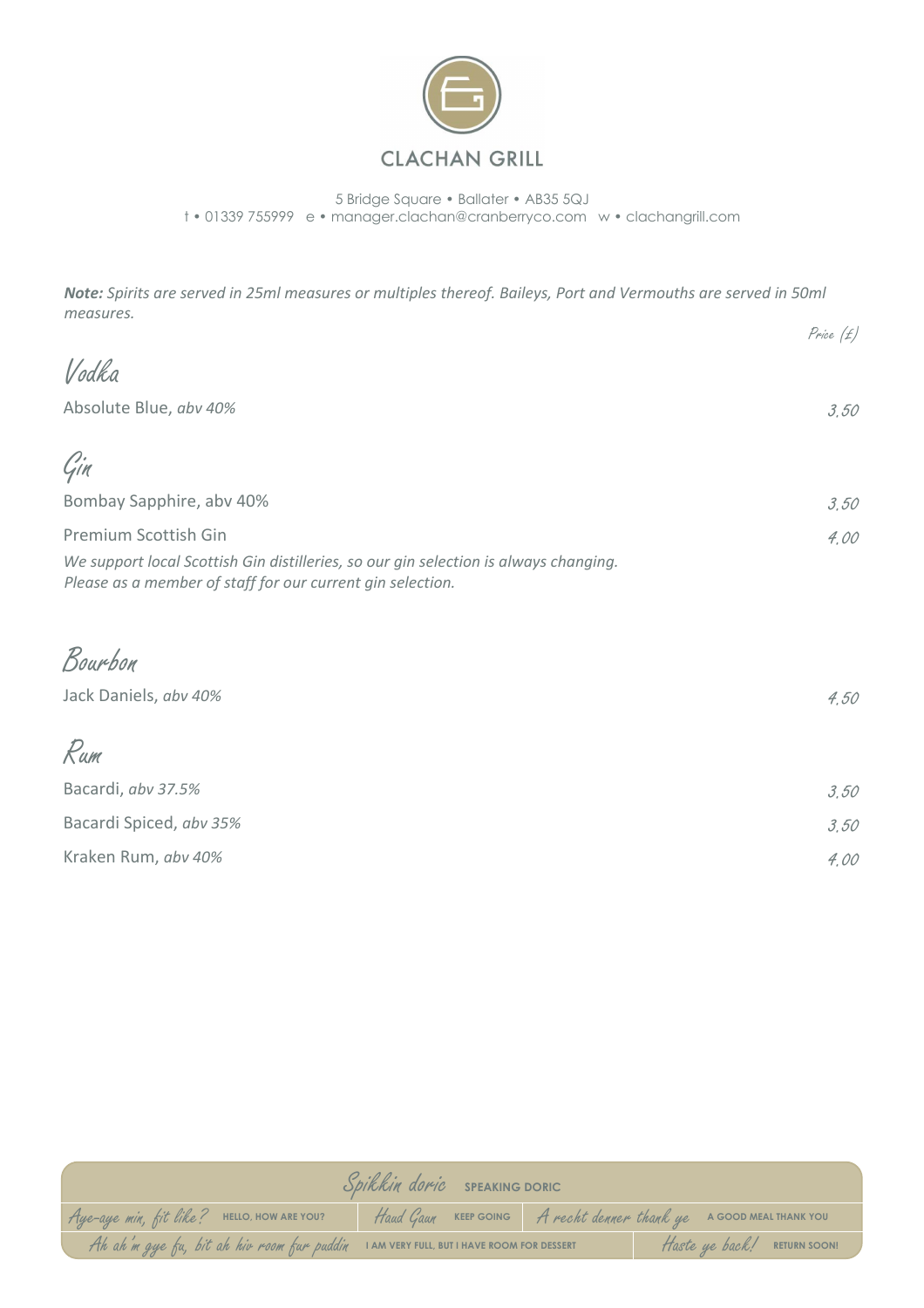# CLACHAN GRILL

5 Bridge Square • Ballater • AB35 5QJ
t • 01339 755999 e • manager.clachan@cranberryco.com w • clachangrill.com

***Note:*** *Spirits are served in 25ml measures or multiples thereof. Baileys, Port and Vermouths are served in 50ml measures.*

*Price (£)*

## Vodka

| | |
|---|---|
| Absolute Blue, *abv 40%* | *3.50* |

## Gin

| | |
|---|---|
| Bombay Sapphire, abv 40% | *3.50* |
| Premium Scottish Gin | *4.00* |

*We support local Scottish Gin distilleries, so our gin selection is always changing. Please as a member of staff for our current gin selection.*

## Bourbon

| | |
|---|---|
| Jack Daniels, *abv 40%* | *4.50* |

## Rum

| | |
|---|---|
| Bacardi, *abv 37.5%* | *3.50* |
| Bacardi Spiced, *abv 35%* | *3.50* |
| Kraken Rum, *abv 40%* | *4.00* |

*Spikkin doric* SPEAKING DORIC

| | | |
|---|---|---|
| *Aye-aye min, fit like?* HELLO, HOW ARE YOU? | *Haud Gaun* KEEP GOING | *A recht denner thank ye* A GOOD MEAL THANK YOU |
| *Ah ah'm gye fu, bit ah hiv room fur puddin* I AM VERY FULL, BUT I HAVE ROOM FOR DESSERT | | *Haste ye back!* RETURN SOON! |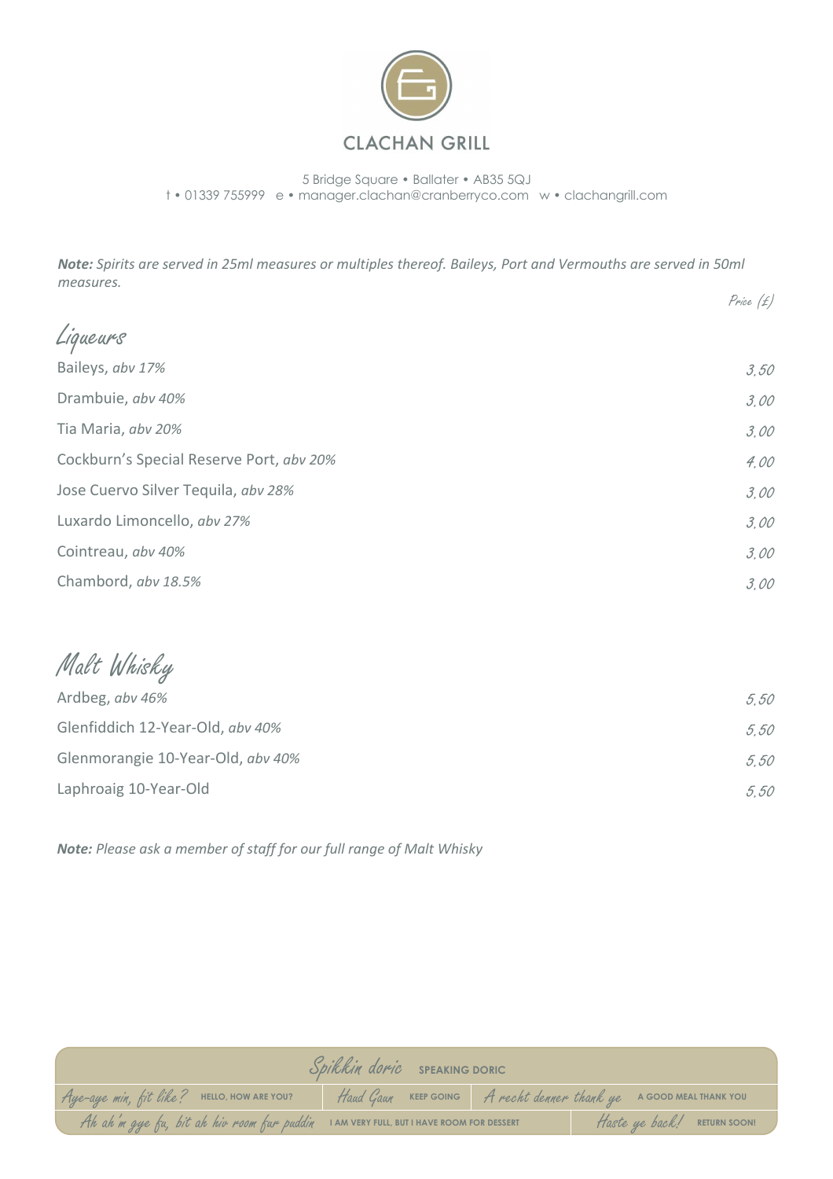# CLACHAN GRILL

5 Bridge Square • Ballater • AB35 5QJ
t • 01339 755999 e • manager.clachan@cranberryco.com w • clachangrill.com

***Note:*** *Spirits are served in 25ml measures or multiples thereof. Baileys, Port and Vermouths are served in 50ml measures.*

| | Price (£) |
|---|---|
| **Liqueurs** | |
| Baileys, *abv 17%* | 3.50 |
| Drambuie, *abv 40%* | 3.00 |
| Tia Maria, *abv 20%* | 3.00 |
| Cockburn's Special Reserve Port, *abv 20%* | 4.00 |
| Jose Cuervo Silver Tequila, *abv 28%* | 3.00 |
| Luxardo Limoncello, *abv 27%* | 3.00 |
| Cointreau, *abv 40%* | 3.00 |
| Chambord, *abv 18.5%* | 3.00 |

## Malt Whisky

| | |
|---|---|
| Ardbeg, *abv 46%* | 5.50 |
| Glenfiddich 12-Year-Old, *abv 40%* | 5.50 |
| Glenmorangie 10-Year-Old, *abv 40%* | 5.50 |
| Laphroaig 10-Year-Old | 5.50 |

***Note:*** *Please ask a member of staff for our full range of Malt Whisky*

| Spikkin doric SPEAKING DORIC | | |
|---|---|---|
| Aye-aye min, fit like? HELLO, HOW ARE YOU? | Haud Gaun KEEP GOING | A recht denner thank ye A GOOD MEAL THANK YOU |
| Ah ah'm gye fu, bit ah hiv room fur puddin I AM VERY FULL, BUT I HAVE ROOM FOR DESSERT | | Haste ye back! RETURN SOON! |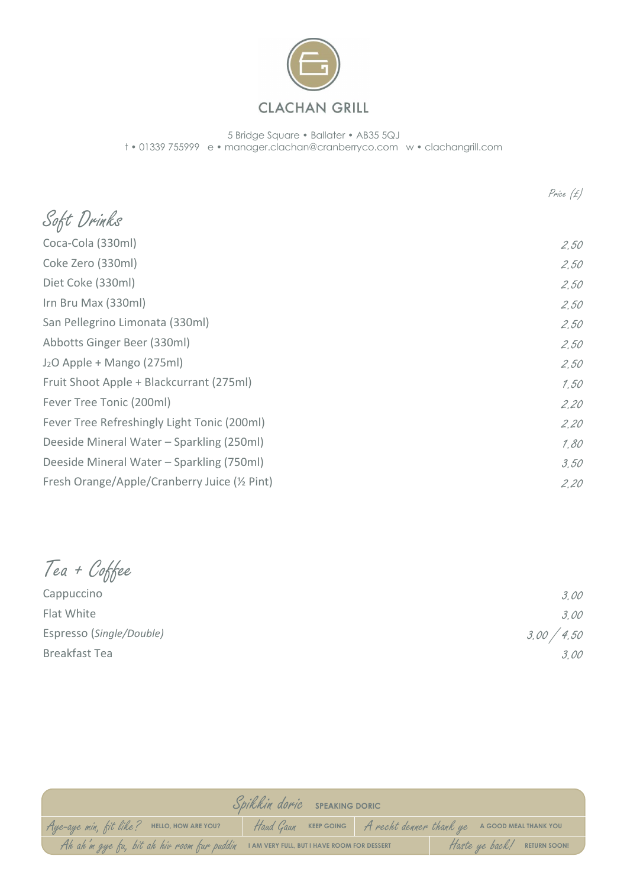# CLACHAN GRILL

5 Bridge Square • Ballater • AB35 5QJ
t • 01339 755999 e • manager.clachan@cranberryco.com w • clachangrill.com

Price (£)

## Soft Drinks

| | |
|---|---|
| Coca-Cola (330ml) | 2.50 |
| Coke Zero (330ml) | 2.50 |
| Diet Coke (330ml) | 2.50 |
| Irn Bru Max (330ml) | 2.50 |
| San Pellegrino Limonata (330ml) | 2.50 |
| Abbotts Ginger Beer (330ml) | 2.50 |
| $J_2O$ Apple + Mango (275ml) | 2.50 |
| Fruit Shoot Apple + Blackcurrant (275ml) | 1.50 |
| Fever Tree Tonic (200ml) | 2.20 |
| Fever Tree Refreshingly Light Tonic (200ml) | 2.20 |
| Deeside Mineral Water – Sparkling (250ml) | 1.80 |
| Deeside Mineral Water – Sparkling (750ml) | 3.50 |
| Fresh Orange/Apple/Cranberry Juice (½ Pint) | 2.20 |

## Tea + Coffee

| | |
|---|---|
| Cappuccino | 3.00 |
| Flat White | 3.00 |
| Espresso (*Single/Double*) | 3.00 / 4.50 |
| Breakfast Tea | 3.00 |

*Spikkin doric* SPEAKING DORIC

*Aye-aye min, fit like?* HELLO, HOW ARE YOU?
*Haud Gaun* KEEP GOING
*A recht denner thank ye* A GOOD MEAL THANK YOU
*Ah ah'm aye fu, bit ah hiv room fur puddin* I AM VERY FULL, BUT I HAVE ROOM FOR DESSERT
*Haste ye back!* RETURN SOON!